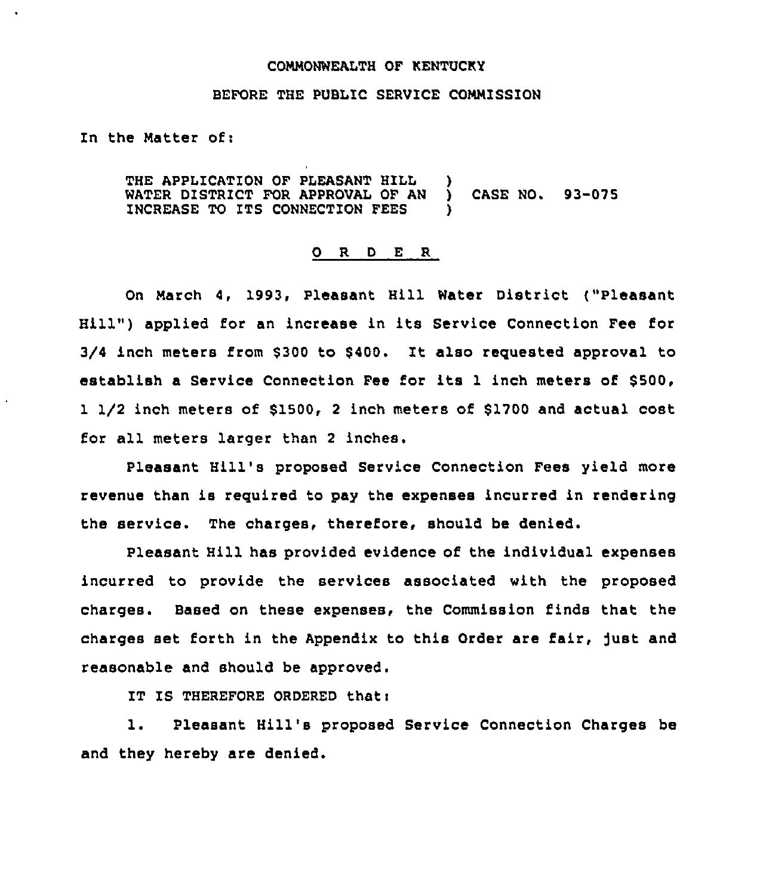COMMONWEALTH OF KENTUCKY

BEFORE THE PUBLIC SERVICE COMMISSION

In the Matter of:

| | | |
|---|---|---|
| THE APPLICATION OF PLEASANT HILL WATER DISTRICT FOR APPROVAL OF AN INCREASE TO ITS CONNECTION FEES | ) ) ) | CASE NO. 93-075 |

## O R D E R

On March 4, 1993, Pleasant Hill Water District ("Pleasant Hill") applied for an increase in its Service Connection Fee for 3/4 inch meters from $300 to $400. It also requested approval to establish a Service Connection Fee for its 1 inch meters of $500, 1 1/2 inch meters of $1500, 2 inch meters of $1700 and actual cost for all meters larger than 2 inches.

Pleasant Hill's proposed Service Connection Fees yield more revenue than is required to pay the expenses incurred in rendering the service. The charges, therefore, should be denied.

Pleasant Hill has provided evidence of the individual expenses incurred to provide the services associated with the proposed charges. Based on these expenses, the Commission finds that the charges set forth in the Appendix to this Order are fair, just and reasonable and should be approved.

IT IS THEREFORE ORDERED that:

1. Pleasant Hill's proposed Service Connection Charges be and they hereby are denied.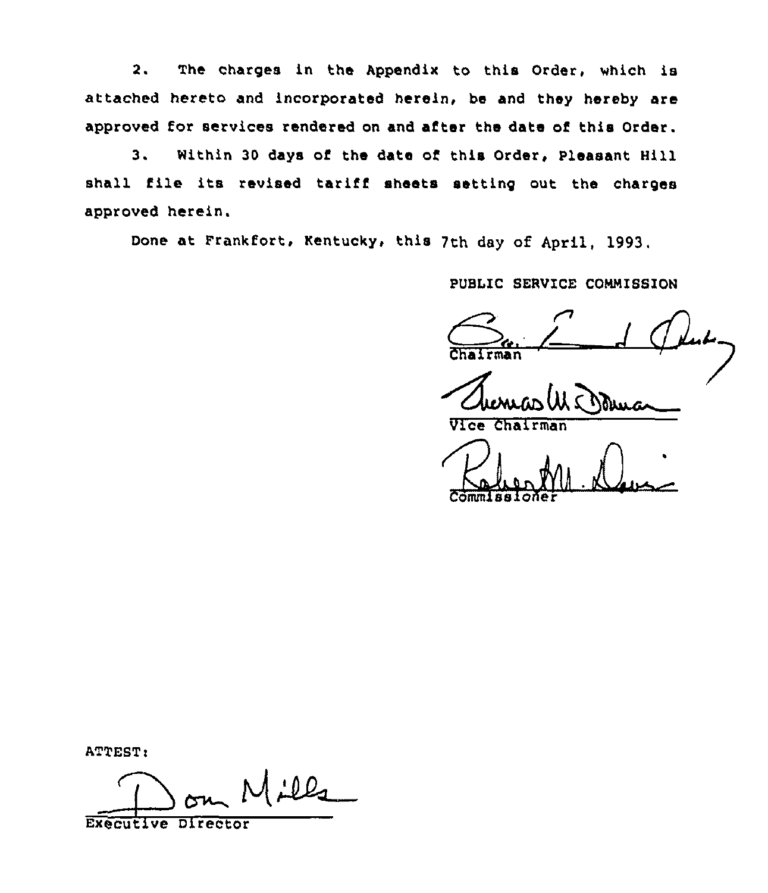2. The charges in the Appendix to this Order, which is attached hereto and incorporated herein, be and they hereby are approved for services rendered on and after the date of this Order.

3. Within 30 days of the date of this Order, Pleasant Hill shall file its revised tariff sheets setting out the charges approved herein.

Done at Frankfort, Kentucky, this 7th day of April, 1993.

PUBLIC SERVICE COMMISSION

Chairman

Vice Chairman

Commissioner

ATTEST:

Executive Director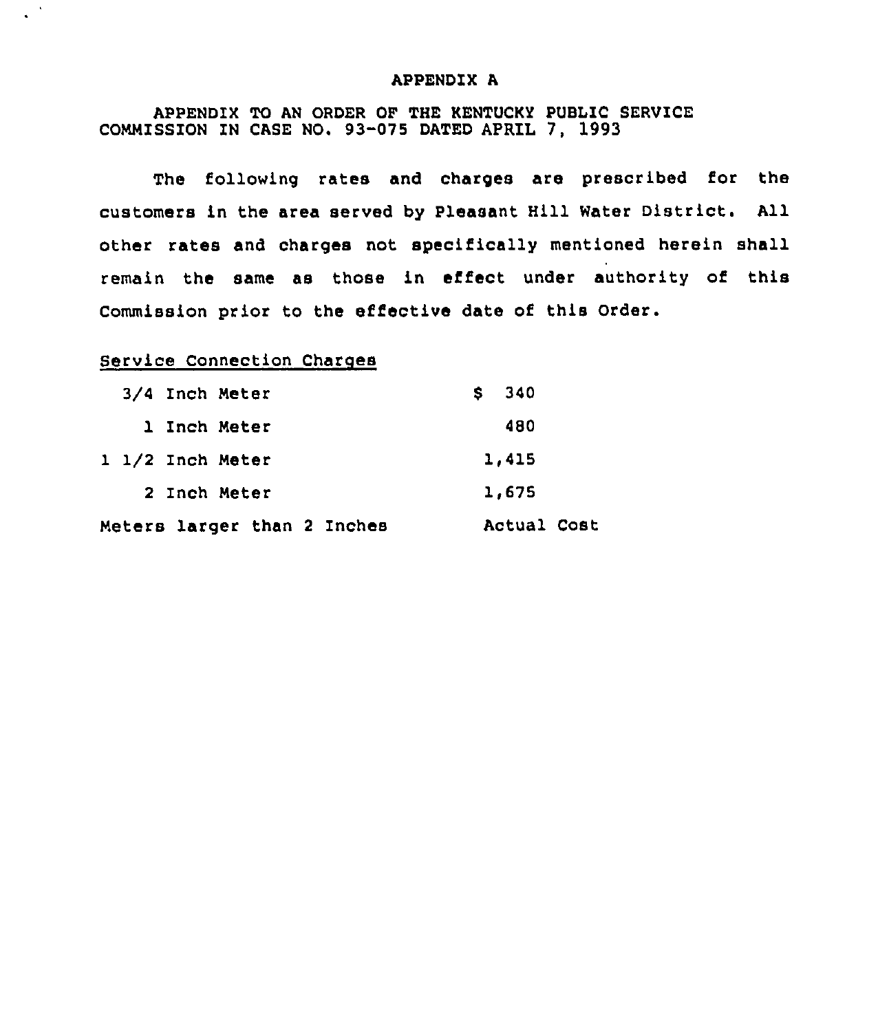# APPENDIX A

APPENDIX TO AN ORDER OF THE KENTUCKY PUBLIC SERVICE COMMISSION IN CASE NO. 93-075 DATED APRIL 7, 1993

The following rates and charges are prescribed for the customers in the area served by Pleasant Hill Water District. All other rates and charges not specifically mentioned herein shall remain the same as those in effect under authority of this Commission prior to the effective date of this Order.

Service Connection Charges

| | |
|---|---|
| 3/4 Inch Meter | $ 340 |
| 1 Inch Meter | 480 |
| 1 1/2 Inch Meter | 1,415 |
| 2 Inch Meter | 1,675 |
| Meters larger than 2 Inches | Actual Cost |